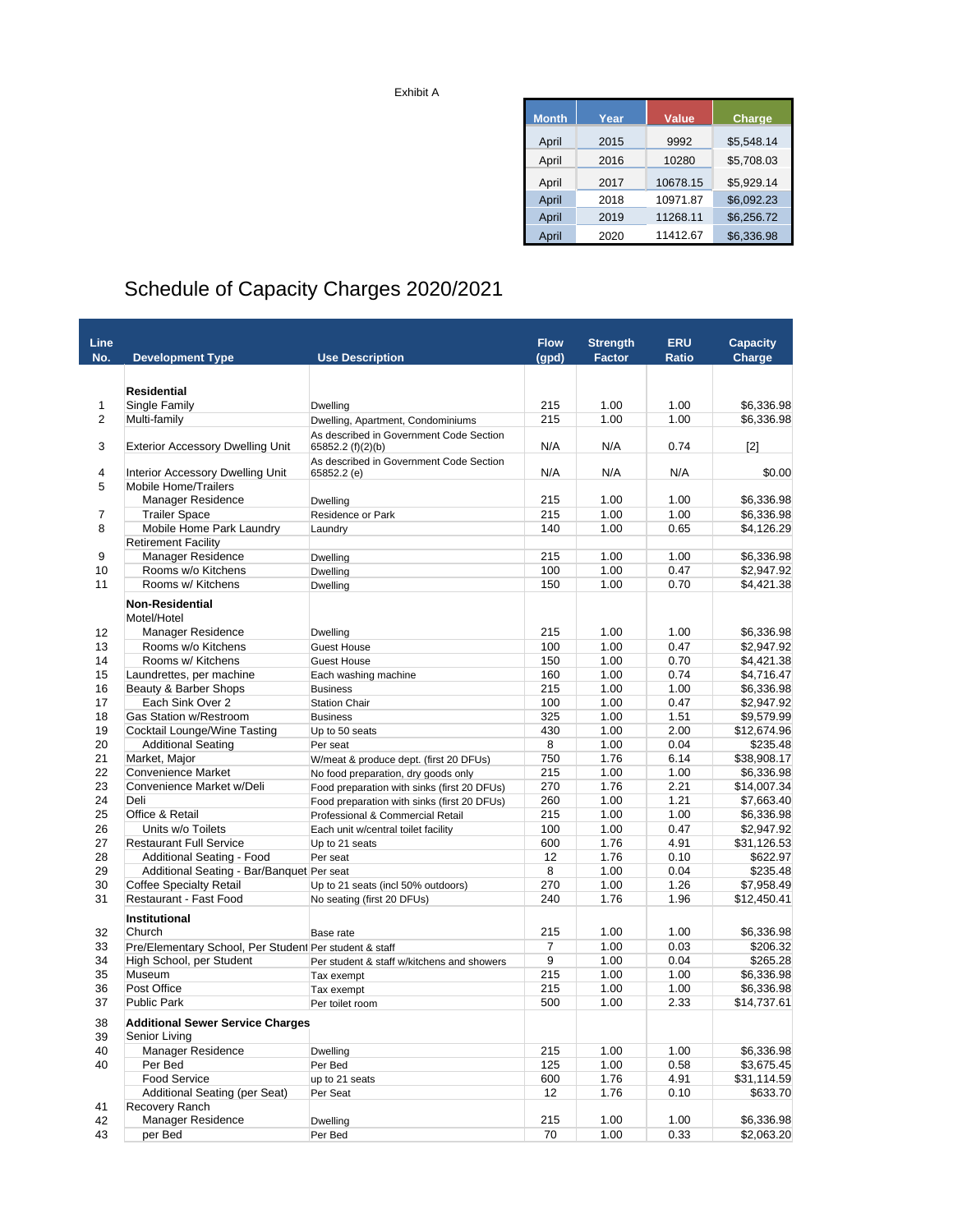Exhibit A

| Month | Year | Value | Charge |
|---|---|---|---|
| April | 2015 | 9992 | $5,548.14 |
| April | 2016 | 10280 | $5,708.03 |
| April | 2017 | 10678.15 | $5,929.14 |
| April | 2018 | 10971.87 | $6,092.23 |
| April | 2019 | 11268.11 | $6,256.72 |
| April | 2020 | 11412.67 | $6,336.98 |

# Schedule of Capacity Charges 2020/2021

| Line No. | Development Type | Use Description | Flow (gpd) | Strength Factor | ERU Ratio | Capacity Charge |
|---|---|---|---|---|---|---|
| | **Residential** | | | | | |
| 1 | Single Family | Dwelling | 215 | 1.00 | 1.00 | $6,336.98 |
| 2 | Multi-family | Dwelling, Apartment, Condominiums | 215 | 1.00 | 1.00 | $6,336.98 |
| 3 | Exterior Accessory Dwelling Unit | As described in Government Code Section 65852.2 (f)(2)(b) | N/A | N/A | 0.74 | [2] |
| 4 | Interior Accessory Dwelling Unit | As described in Government Code Section 65852.2 (e) | N/A | N/A | N/A | $0.00 |
| 5 | Mobile Home/Trailers | | | | | |
| | Manager Residence | Dwelling | 215 | 1.00 | 1.00 | $6,336.98 |
| 7 | Trailer Space | Residence or Park | 215 | 1.00 | 1.00 | $6,336.98 |
| 8 | Mobile Home Park Laundry | Laundry | 140 | 1.00 | 0.65 | $4,126.29 |
| | Retirement Facility | | | | | |
| 9 | Manager Residence | Dwelling | 215 | 1.00 | 1.00 | $6,336.98 |
| 10 | Rooms w/o Kitchens | Dwelling | 100 | 1.00 | 0.47 | $2,947.92 |
| 11 | Rooms w/ Kitchens | Dwelling | 150 | 1.00 | 0.70 | $4,421.38 |
| | **Non-Residential** | | | | | |
| | Motel/Hotel | | | | | |
| 12 | Manager Residence | Dwelling | 215 | 1.00 | 1.00 | $6,336.98 |
| 13 | Rooms w/o Kitchens | Guest House | 100 | 1.00 | 0.47 | $2,947.92 |
| 14 | Rooms w/ Kitchens | Guest House | 150 | 1.00 | 0.70 | $4,421.38 |
| 15 | Laundrettes, per machine | Each washing machine | 160 | 1.00 | 0.74 | $4,716.47 |
| 16 | Beauty & Barber Shops | Business | 215 | 1.00 | 1.00 | $6,336.98 |
| 17 | Each Sink Over 2 | Station Chair | 100 | 1.00 | 0.47 | $2,947.92 |
| 18 | Gas Station w/Restroom | Business | 325 | 1.00 | 1.51 | $9,579.99 |
| 19 | Cocktail Lounge/Wine Tasting | Up to 50 seats | 430 | 1.00 | 2.00 | $12,674.96 |
| 20 | Additional Seating | Per seat | 8 | 1.00 | 0.04 | $235.48 |
| 21 | Market, Major | W/meat & produce dept. (first 20 DFUs) | 750 | 1.76 | 6.14 | $38,908.17 |
| 22 | Convenience Market | No food preparation, dry goods only | 215 | 1.00 | 1.00 | $6,336.98 |
| 23 | Convenience Market w/Deli | Food preparation with sinks (first 20 DFUs) | 270 | 1.76 | 2.21 | $14,007.34 |
| 24 | Deli | Food preparation with sinks (first 20 DFUs) | 260 | 1.00 | 1.21 | $7,663.40 |
| 25 | Office & Retail | Professional & Commercial Retail | 215 | 1.00 | 1.00 | $6,336.98 |
| 26 | Units w/o Toilets | Each unit w/central toilet facility | 100 | 1.00 | 0.47 | $2,947.92 |
| 27 | Restaurant Full Service | Up to 21 seats | 600 | 1.76 | 4.91 | $31,126.53 |
| 28 | Additional Seating - Food | Per seat | 12 | 1.76 | 0.10 | $622.97 |
| 29 | Additional Seating - Bar/Banquet | Per seat | 8 | 1.00 | 0.04 | $235.48 |
| 30 | Coffee Specialty Retail | Up to 21 seats (incl 50% outdoors) | 270 | 1.00 | 1.26 | $7,958.49 |
| 31 | Restaurant - Fast Food | No seating (first 20 DFUs) | 240 | 1.76 | 1.96 | $12,450.41 |
| | **Institutional** | | | | | |
| 32 | Church | Base rate | 215 | 1.00 | 1.00 | $6,336.98 |
| 33 | Pre/Elementary School, Per Student | Per student & staff | 7 | 1.00 | 0.03 | $206.32 |
| 34 | High School, per Student | Per student & staff w/kitchens and showers | 9 | 1.00 | 0.04 | $265.28 |
| 35 | Museum | Tax exempt | 215 | 1.00 | 1.00 | $6,336.98 |
| 36 | Post Office | Tax exempt | 215 | 1.00 | 1.00 | $6,336.98 |
| 37 | Public Park | Per toilet room | 500 | 1.00 | 2.33 | $14,737.61 |
| 38 | **Additional Sewer Service Charges** | | | | | |
| 39 | Senior Living | | | | | |
| 40 | Manager Residence | Dwelling | 215 | 1.00 | 1.00 | $6,336.98 |
| 40 | Per Bed | Per Bed | 125 | 1.00 | 0.58 | $3,675.45 |
| | Food Service | up to 21 seats | 600 | 1.76 | 4.91 | $31,114.59 |
| | Additional Seating (per Seat) | Per Seat | 12 | 1.76 | 0.10 | $633.70 |
| 41 | Recovery Ranch | | | | | |
| 42 | Manager Residence | Dwelling | 215 | 1.00 | 1.00 | $6,336.98 |
| 43 | per Bed | Per Bed | 70 | 1.00 | 0.33 | $2,063.20 |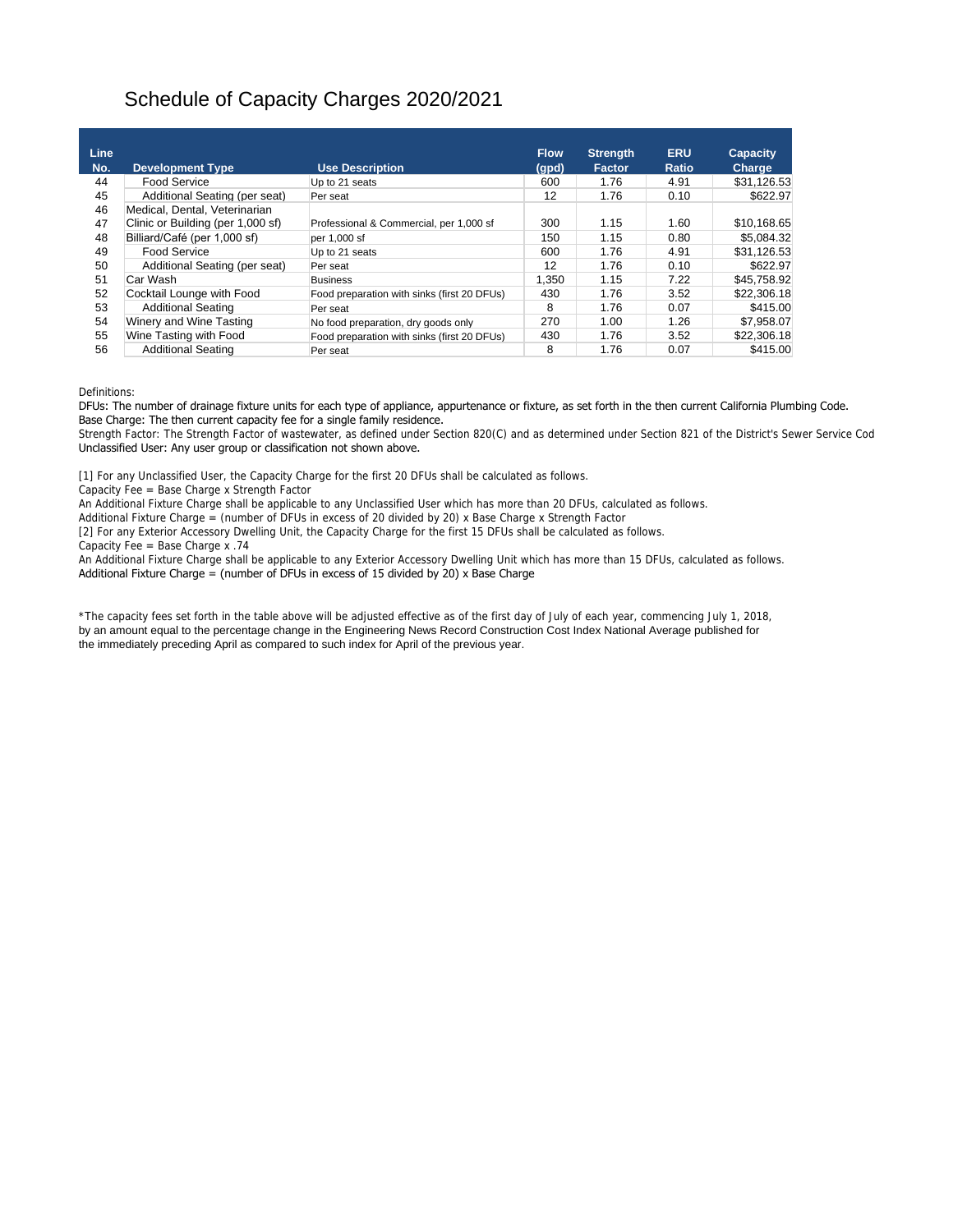# Schedule of Capacity Charges 2020/2021

| Line No. | Development Type | Use Description | Flow (gpd) | Strength Factor | ERU Ratio | Capacity Charge |
|---|---|---|---|---|---|---|
| 44 | Food Service | Up to 21 seats | 600 | 1.76 | 4.91 | $31,126.53 |
| 45 | Additional Seating (per seat) | Per seat | 12 | 1.76 | 0.10 | $622.97 |
| 46 | Medical, Dental, Veterinarian | | | | | |
| 47 | Clinic or Building (per 1,000 sf) | Professional & Commercial, per 1,000 sf | 300 | 1.15 | 1.60 | $10,168.65 |
| 48 | Billiard/Café (per 1,000 sf) | per 1,000 sf | 150 | 1.15 | 0.80 | $5,084.32 |
| 49 | Food Service | Up to 21 seats | 600 | 1.76 | 4.91 | $31,126.53 |
| 50 | Additional Seating (per seat) | Per seat | 12 | 1.76 | 0.10 | $622.97 |
| 51 | Car Wash | Business | 1,350 | 1.15 | 7.22 | $45,758.92 |
| 52 | Cocktail Lounge with Food | Food preparation with sinks (first 20 DFUs) | 430 | 1.76 | 3.52 | $22,306.18 |
| 53 | Additional Seating | Per seat | 8 | 1.76 | 0.07 | $415.00 |
| 54 | Winery and Wine Tasting | No food preparation, dry goods only | 270 | 1.00 | 1.26 | $7,958.07 |
| 55 | Wine Tasting with Food | Food preparation with sinks (first 20 DFUs) | 430 | 1.76 | 3.52 | $22,306.18 |
| 56 | Additional Seating | Per seat | 8 | 1.76 | 0.07 | $415.00 |

Definitions:

DFUs: The number of drainage fixture units for each type of appliance, appurtenance or fixture, as set forth in the then current California Plumbing Code.
Base Charge: The then current capacity fee for a single family residence.
Strength Factor: The Strength Factor of wastewater, as defined under Section 820(C) and as determined under Section 821 of the District's Sewer Service Cod
Unclassified User: Any user group or classification not shown above.

[1] For any Unclassified User, the Capacity Charge for the first 20 DFUs shall be calculated as follows.
Capacity Fee = Base Charge x Strength Factor
An Additional Fixture Charge shall be applicable to any Unclassified User which has more than 20 DFUs, calculated as follows.
Additional Fixture Charge = (number of DFUs in excess of 20 divided by 20) x Base Charge x Strength Factor
[2] For any Exterior Accessory Dwelling Unit, the Capacity Charge for the first 15 DFUs shall be calculated as follows.
Capacity Fee = Base Charge x .74
An Additional Fixture Charge shall be applicable to any Exterior Accessory Dwelling Unit which has more than 15 DFUs, calculated as follows.
Additional Fixture Charge = (number of DFUs in excess of 15 divided by 20) x Base Charge

*The capacity fees set forth in the table above will be adjusted effective as of the first day of July of each year, commencing July 1, 2018, by an amount equal to the percentage change in the Engineering News Record Construction Cost Index National Average published for the immediately preceding April as compared to such index for April of the previous year.